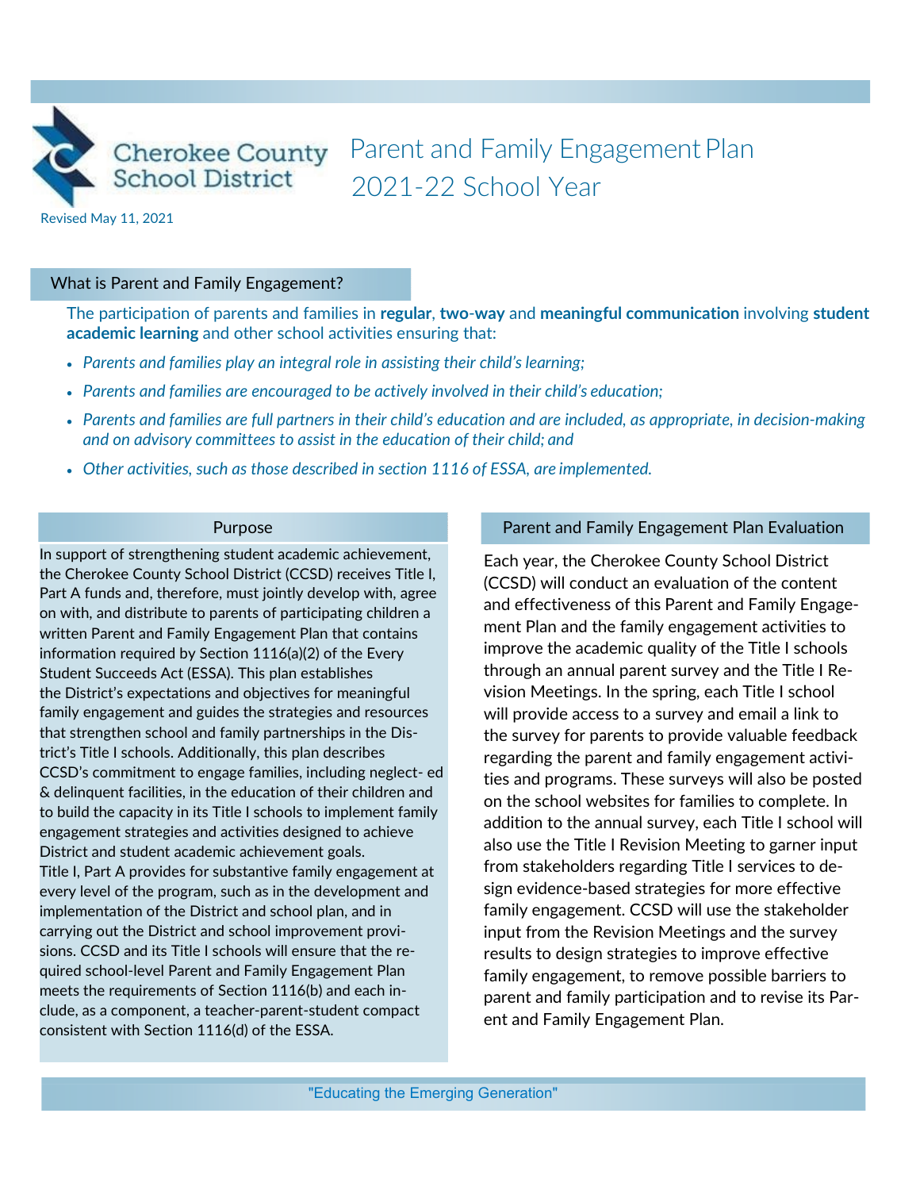Cherokee County School District

# Parent and Family Engagement Plan 2021-22 School Year

Revised May 11, 2021

## What is Parent and Family Engagement?

The participation of parents and families in **regular**, **two-way** and **meaningful communication** involving **student academic learning** and other school activities ensuring that:

- *Parents and families play an integral role in assisting their child's learning;*
- *Parents and families are encouraged to be actively involved in their child's education;*
- *Parents and families are full partners in their child's education and are included, as appropriate, in decision-making and on advisory committees to assist in the education of their child; and*
- *Other activities, such as those described in section 1116 of ESSA, are implemented.*

## Purpose

In support of strengthening student academic achievement, the Cherokee County School District (CCSD) receives Title I, Part A funds and, therefore, must jointly develop with, agree on with, and distribute to parents of participating children a written Parent and Family Engagement Plan that contains information required by Section 1116(a)(2) of the Every Student Succeeds Act (ESSA). This plan establishes the District's expectations and objectives for meaningful family engagement and guides the strategies and resources that strengthen school and family partnerships in the District's Title I schools. Additionally, this plan describes CCSD's commitment to engage families, including neglected & delinquent facilities, in the education of their children and to build the capacity in its Title I schools to implement family engagement strategies and activities designed to achieve District and student academic achievement goals.

Title I, Part A provides for substantive family engagement at every level of the program, such as in the development and implementation of the District and school plan, and in carrying out the District and school improvement provisions. CCSD and its Title I schools will ensure that the required school-level Parent and Family Engagement Plan meets the requirements of Section 1116(b) and each include, as a component, a teacher-parent-student compact consistent with Section 1116(d) of the ESSA.

## Parent and Family Engagement Plan Evaluation

Each year, the Cherokee County School District (CCSD) will conduct an evaluation of the content and effectiveness of this Parent and Family Engagement Plan and the family engagement activities to improve the academic quality of the Title I schools through an annual parent survey and the Title I Revision Meetings. In the spring, each Title I school will provide access to a survey and email a link to the survey for parents to provide valuable feedback regarding the parent and family engagement activities and programs. These surveys will also be posted on the school websites for families to complete. In addition to the annual survey, each Title I school will also use the Title I Revision Meeting to garner input from stakeholders regarding Title I services to design evidence-based strategies for more effective family engagement. CCSD will use the stakeholder input from the Revision Meetings and the survey results to design strategies to improve effective family engagement, to remove possible barriers to parent and family participation and to revise its Parent and Family Engagement Plan.

"Educating the Emerging Generation"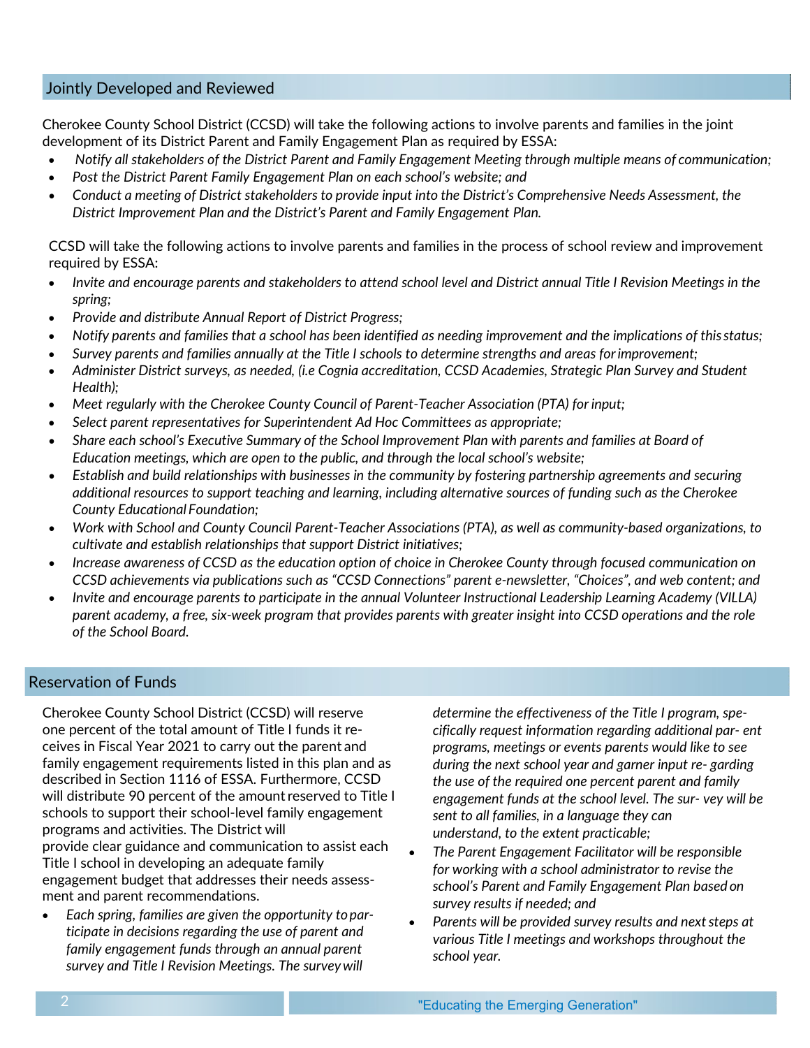## Jointly Developed and Reviewed

Cherokee County School District (CCSD) will take the following actions to involve parents and families in the joint development of its District Parent and Family Engagement Plan as required by ESSA:

- *Notify all stakeholders of the District Parent and Family Engagement Meeting through multiple means of communication;*
- *Post the District Parent Family Engagement Plan on each school's website; and*
- *Conduct a meeting of District stakeholders to provide input into the District's Comprehensive Needs Assessment, the District Improvement Plan and the District's Parent and Family Engagement Plan.*

CCSD will take the following actions to involve parents and families in the process of school review and improvement required by ESSA:

- *Invite and encourage parents and stakeholders to attend school level and District annual Title I Revision Meetings in the spring;*
- *Provide and distribute Annual Report of District Progress;*
- *Notify parents and families that a school has been identified as needing improvement and the implications of this status;*
- *Survey parents and families annually at the Title I schools to determine strengths and areas for improvement;*
- *Administer District surveys, as needed, (i.e Cognia accreditation, CCSD Academies, Strategic Plan Survey and Student Health);*
- *Meet regularly with the Cherokee County Council of Parent-Teacher Association (PTA) for input;*
- *Select parent representatives for Superintendent Ad Hoc Committees as appropriate;*
- *Share each school's Executive Summary of the School Improvement Plan with parents and families at Board of Education meetings, which are open to the public, and through the local school's website;*
- *Establish and build relationships with businesses in the community by fostering partnership agreements and securing additional resources to support teaching and learning, including alternative sources of funding such as the Cherokee County Educational Foundation;*
- *Work with School and County Council Parent-Teacher Associations (PTA), as well as community-based organizations, to cultivate and establish relationships that support District initiatives;*
- *Increase awareness of CCSD as the education option of choice in Cherokee County through focused communication on CCSD achievements via publications such as "CCSD Connections" parent e-newsletter, "Choices", and web content; and*
- *Invite and encourage parents to participate in the annual Volunteer Instructional Leadership Learning Academy (VILLA) parent academy, a free, six-week program that provides parents with greater insight into CCSD operations and the role of the School Board.*

## Reservation of Funds

Cherokee County School District (CCSD) will reserve one percent of the total amount of Title I funds it receives in Fiscal Year 2021 to carry out the parent and family engagement requirements listed in this plan and as described in Section 1116 of ESSA. Furthermore, CCSD will distribute 90 percent of the amount reserved to Title I schools to support their school-level family engagement programs and activities. The District will provide clear guidance and communication to assist each Title I school in developing an adequate family engagement budget that addresses their needs assessment and parent recommendations.

- *Each spring, families are given the opportunity to participate in decisions regarding the use of parent and family engagement funds through an annual parent survey and Title I Revision Meetings. The survey will determine the effectiveness of the Title I program, specifically request information regarding additional parent programs, meetings or events parents would like to see during the next school year and garner input regarding the use of the required one percent parent and family engagement funds at the school level. The survey will be sent to all families, in a language they can understand, to the extent practicable;*
- *The Parent Engagement Facilitator will be responsible for working with a school administrator to revise the school's Parent and Family Engagement Plan based on survey results if needed; and*
- *Parents will be provided survey results and next steps at various Title I meetings and workshops throughout the school year.*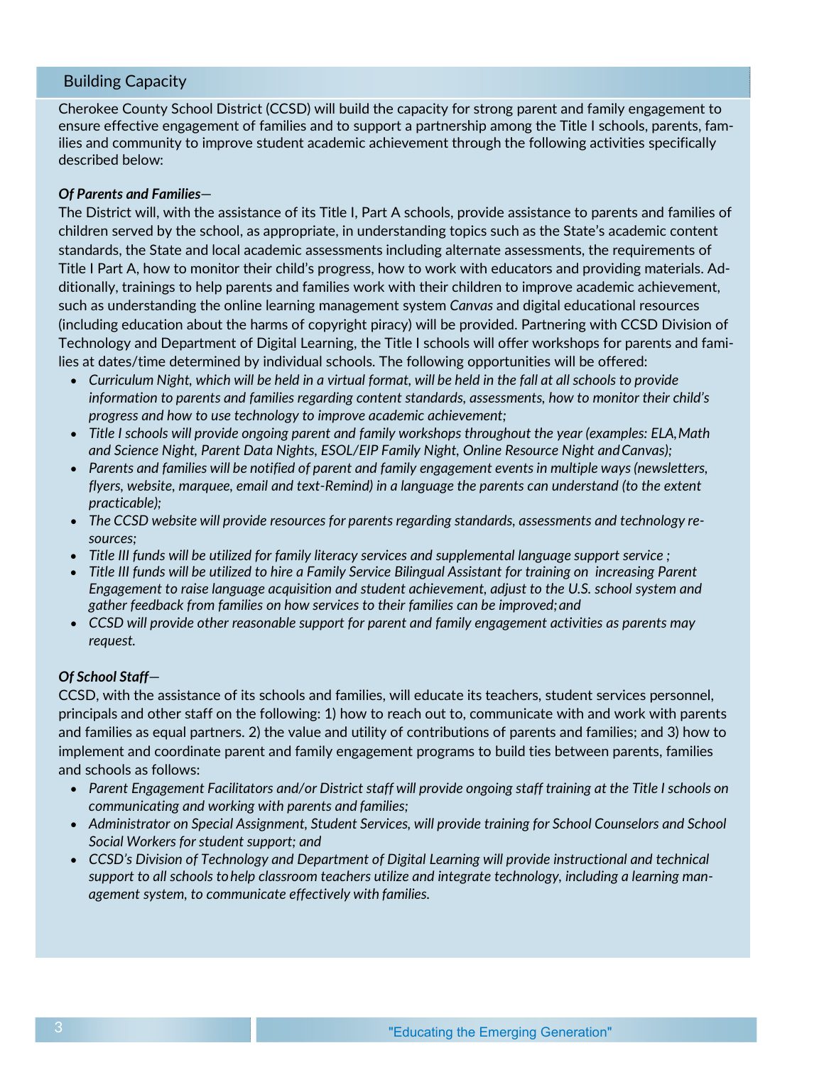## Building Capacity

Cherokee County School District (CCSD) will build the capacity for strong parent and family engagement to ensure effective engagement of families and to support a partnership among the Title I schools, parents, families and community to improve student academic achievement through the following activities specifically described below:

***Of Parents and Families*—**

The District will, with the assistance of its Title I, Part A schools, provide assistance to parents and families of children served by the school, as appropriate, in understanding topics such as the State's academic content standards, the State and local academic assessments including alternate assessments, the requirements of Title I Part A, how to monitor their child's progress, how to work with educators and providing materials. Additionally, trainings to help parents and families work with their children to improve academic achievement, such as understanding the online learning management system *Canvas* and digital educational resources (including education about the harms of copyright piracy) will be provided. Partnering with CCSD Division of Technology and Department of Digital Learning, the Title I schools will offer workshops for parents and families at dates/time determined by individual schools. The following opportunities will be offered:

- *Curriculum Night, which will be held in a virtual format, will be held in the fall at all schools to provide information to parents and families regarding content standards, assessments, how to monitor their child's progress and how to use technology to improve academic achievement;*
- *Title I schools will provide ongoing parent and family workshops throughout the year (examples: ELA, Math and Science Night, Parent Data Nights, ESOL/EIP Family Night, Online Resource Night and Canvas);*
- *Parents and families will be notified of parent and family engagement events in multiple ways (newsletters, flyers, website, marquee, email and text-Remind) in a language the parents can understand (to the extent practicable);*
- *The CCSD website will provide resources for parents regarding standards, assessments and technology resources;*
- *Title III funds will be utilized for family literacy services and supplemental language support service ;*
- *Title III funds will be utilized to hire a Family Service Bilingual Assistant for training on increasing Parent Engagement to raise language acquisition and student achievement, adjust to the U.S. school system and gather feedback from families on how services to their families can be improved; and*
- *CCSD will provide other reasonable support for parent and family engagement activities as parents may request.*

***Of School Staff*—**

CCSD, with the assistance of its schools and families, will educate its teachers, student services personnel, principals and other staff on the following: 1) how to reach out to, communicate with and work with parents and families as equal partners. 2) the value and utility of contributions of parents and families; and 3) how to implement and coordinate parent and family engagement programs to build ties between parents, families and schools as follows:

- *Parent Engagement Facilitators and/or District staff will provide ongoing staff training at the Title I schools on communicating and working with parents and families;*
- *Administrator on Special Assignment, Student Services, will provide training for School Counselors and School Social Workers for student support; and*
- *CCSD's Division of Technology and Department of Digital Learning will provide instructional and technical support to all schools to help classroom teachers utilize and integrate technology, including a learning management system, to communicate effectively with families.*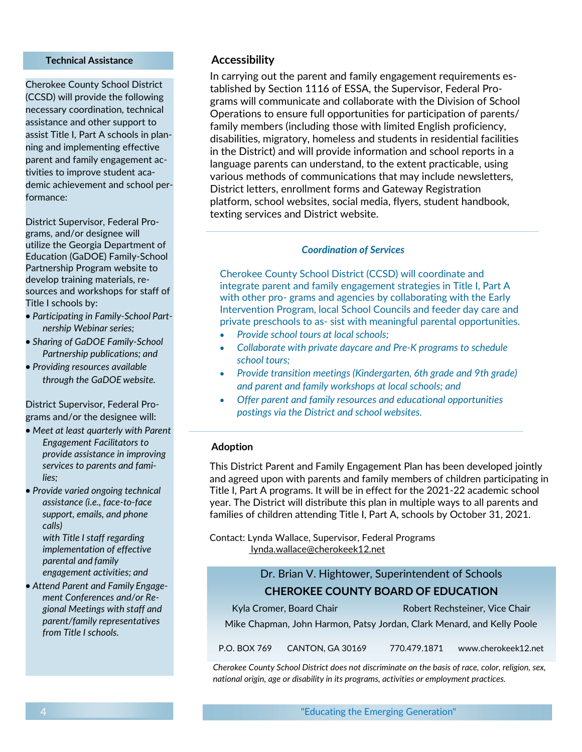## Technical Assistance

Cherokee County School District (CCSD) will provide the following necessary coordination, technical assistance and other support to assist Title I, Part A schools in planning and implementing effective parent and family engagement activities to improve student academic achievement and school performance:

District Supervisor, Federal Programs, and/or designee will utilize the Georgia Department of Education (GaDOE) Family-School Partnership Program website to develop training materials, resources and workshops for staff of Title I schools by:

- *Participating in Family-School Partnership Webinar series;*
- *Sharing of GaDOE Family-School Partnership publications; and*
- *Providing resources available through the GaDOE website.*

District Supervisor, Federal Programs and/or the designee will:

- *Meet at least quarterly with Parent Engagement Facilitators to provide assistance in improving services to parents and families;*
- *Provide varied ongoing technical assistance (i.e., face-to-face support, emails, and phone calls) with Title I staff regarding implementation of effective parental and family engagement activities; and*
- *Attend Parent and Family Engagement Conferences and/or Regional Meetings with staff and parent/family representatives from Title I schools.*

## Accessibility

In carrying out the parent and family engagement requirements established by Section 1116 of ESSA, the Supervisor, Federal Programs will communicate and collaborate with the Division of School Operations to ensure full opportunities for participation of parents/family members (including those with limited English proficiency, disabilities, migratory, homeless and students in residential facilities in the District) and will provide information and school reports in a language parents can understand, to the extent practicable, using various methods of communications that may include newsletters, District letters, enrollment forms and Gateway Registration platform, school websites, social media, flyers, student handbook, texting services and District website.

## *Coordination of Services*

Cherokee County School District (CCSD) will coordinate and integrate parent and family engagement strategies in Title I, Part A with other pro- grams and agencies by collaborating with the Early Intervention Program, local School Councils and feeder day care and private preschools to as- sist with meaningful parental opportunities.

- *Provide school tours at local schools;*
- *Collaborate with private daycare and Pre-K programs to schedule school tours;*
- *Provide transition meetings (Kindergarten, 6th grade and 9th grade) and parent and family workshops at local schools; and*
- *Offer parent and family resources and educational opportunities postings via the District and school websites.*

## Adoption

This District Parent and Family Engagement Plan has been developed jointly and agreed upon with parents and family members of children participating in Title I, Part A programs. It will be in effect for the 2021-22 academic school year. The District will distribute this plan in multiple ways to all parents and families of children attending Title I, Part A, schools by October 31, 2021.

Contact: Lynda Wallace, Supervisor, Federal Programs
lynda.wallace@cherokeek12.net

Dr. Brian V. Hightower, Superintendent of Schools

**CHEROKEE COUNTY BOARD OF EDUCATION**

Kyla Cromer, Board Chair — Robert Rechsteiner, Vice Chair

Mike Chapman, John Harmon, Patsy Jordan, Clark Menard, and Kelly Poole

P.O. BOX 769 CANTON, GA 30169 770.479.1871 www.cherokeek12.net

*Cherokee County School District does not discriminate on the basis of race, color, religion, sex, national origin, age or disability in its programs, activities or employment practices.*

"Educating the Emerging Generation"